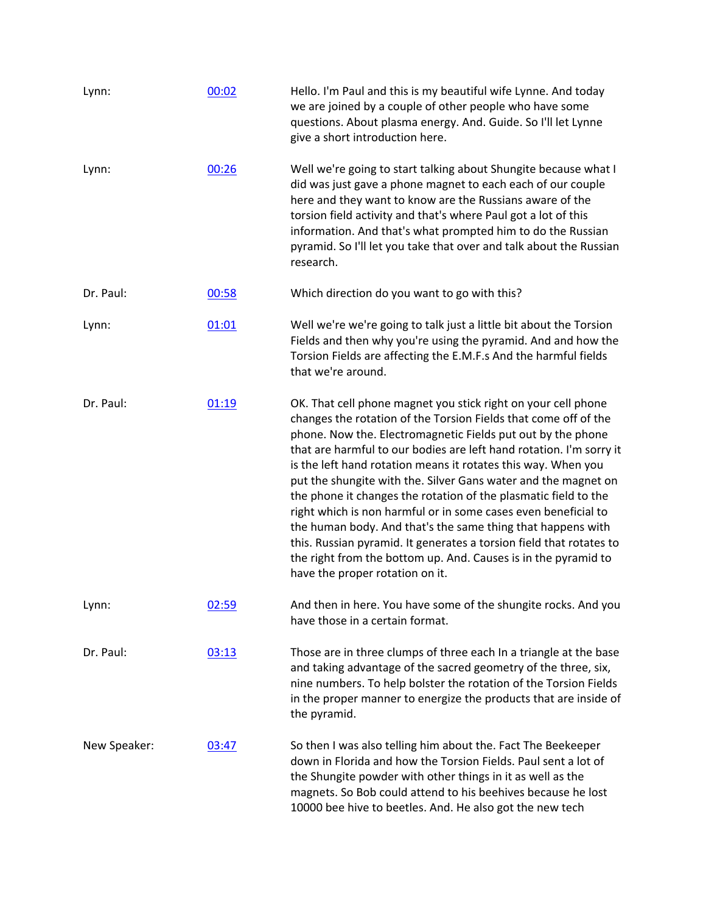| | | |
|---|---|---|
| Lynn: | 00:02 | Hello. I'm Paul and this is my beautiful wife Lynne. And today we are joined by a couple of other people who have some questions. About plasma energy. And. Guide. So I'll let Lynne give a short introduction here. |
| Lynn: | 00:26 | Well we're going to start talking about Shungite because what I did was just gave a phone magnet to each each of our couple here and they want to know are the Russians aware of the torsion field activity and that's where Paul got a lot of this information. And that's what prompted him to do the Russian pyramid. So I'll let you take that over and talk about the Russian research. |
| Dr. Paul: | 00:58 | Which direction do you want to go with this? |
| Lynn: | 01:01 | Well we're we're going to talk just a little bit about the Torsion Fields and then why you're using the pyramid. And and how the Torsion Fields are affecting the E.M.F.s And the harmful fields that we're around. |
| Dr. Paul: | 01:19 | OK. That cell phone magnet you stick right on your cell phone changes the rotation of the Torsion Fields that come off of the phone. Now the. Electromagnetic Fields put out by the phone that are harmful to our bodies are left hand rotation. I'm sorry it is the left hand rotation means it rotates this way. When you put the shungite with the. Silver Gans water and the magnet on the phone it changes the rotation of the plasmatic field to the right which is non harmful or in some cases even beneficial to the human body. And that's the same thing that happens with this. Russian pyramid. It generates a torsion field that rotates to the right from the bottom up. And. Causes is in the pyramid to have the proper rotation on it. |
| Lynn: | 02:59 | And then in here. You have some of the shungite rocks. And you have those in a certain format. |
| Dr. Paul: | 03:13 | Those are in three clumps of three each In a triangle at the base and taking advantage of the sacred geometry of the three, six, nine numbers. To help bolster the rotation of the Torsion Fields in the proper manner to energize the products that are inside of the pyramid. |
| New Speaker: | 03:47 | So then I was also telling him about the. Fact The Beekeeper down in Florida and how the Torsion Fields. Paul sent a lot of the Shungite powder with other things in it as well as the magnets. So Bob could attend to his beehives because he lost 10000 bee hive to beetles. And. He also got the new tech |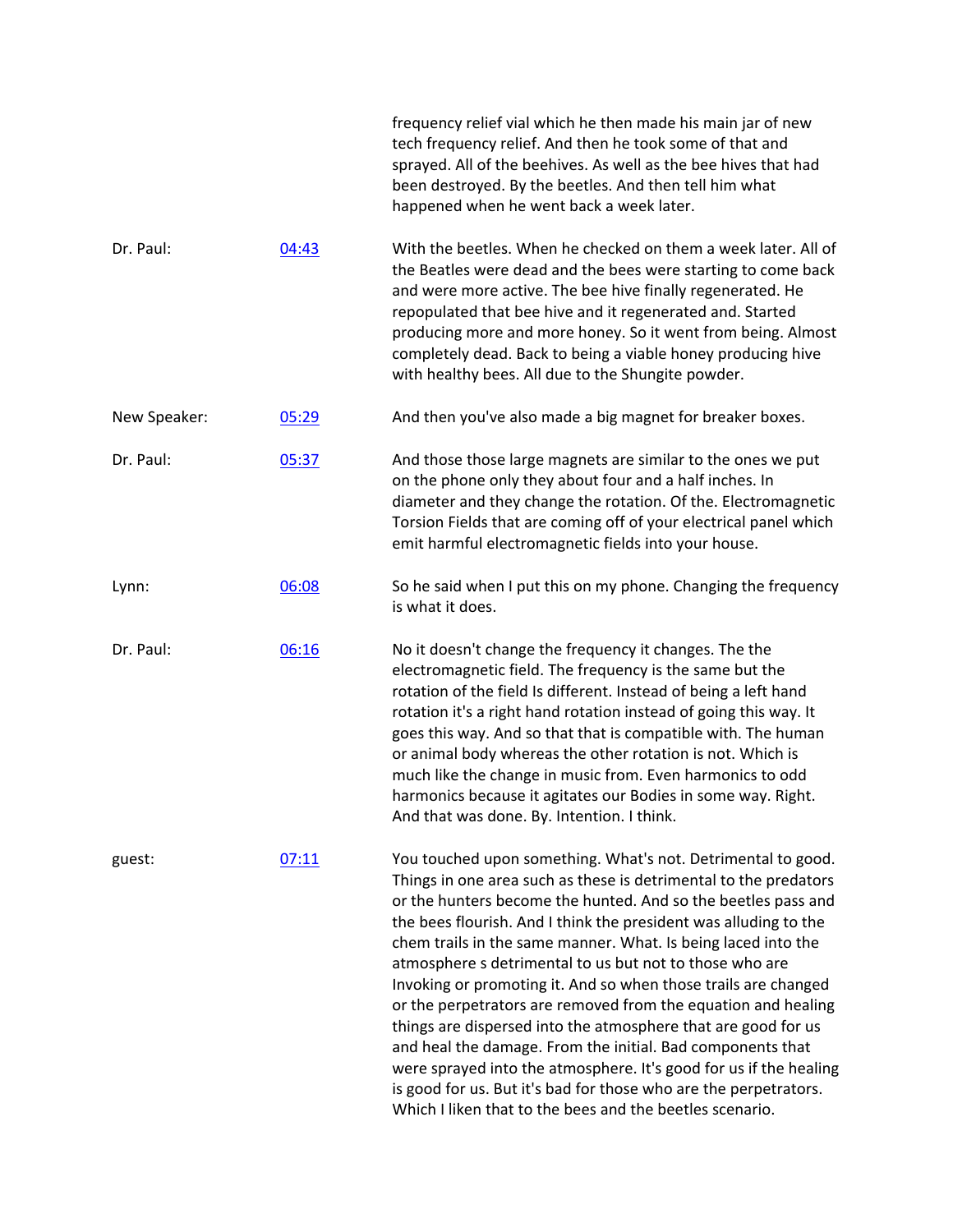| | | |
|---|---|---|
| | | frequency relief vial which he then made his main jar of new tech frequency relief. And then he took some of that and sprayed. All of the beehives. As well as the bee hives that had been destroyed. By the beetles. And then tell him what happened when he went back a week later. |
| Dr. Paul: | [04:43]() | With the beetles. When he checked on them a week later. All of the Beatles were dead and the bees were starting to come back and were more active. The bee hive finally regenerated. He repopulated that bee hive and it regenerated and. Started producing more and more honey. So it went from being. Almost completely dead. Back to being a viable honey producing hive with healthy bees. All due to the Shungite powder. |
| New Speaker: | [05:29]() | And then you've also made a big magnet for breaker boxes. |
| Dr. Paul: | [05:37]() | And those those large magnets are similar to the ones we put on the phone only they about four and a half inches. In diameter and they change the rotation. Of the. Electromagnetic Torsion Fields that are coming off of your electrical panel which emit harmful electromagnetic fields into your house. |
| Lynn: | [06:08]() | So he said when I put this on my phone. Changing the frequency is what it does. |
| Dr. Paul: | [06:16]() | No it doesn't change the frequency it changes. The the electromagnetic field. The frequency is the same but the rotation of the field Is different. Instead of being a left hand rotation it's a right hand rotation instead of going this way. It goes this way. And so that that is compatible with. The human or animal body whereas the other rotation is not. Which is much like the change in music from. Even harmonics to odd harmonics because it agitates our Bodies in some way. Right. And that was done. By. Intention. I think. |
| guest: | [07:11]() | You touched upon something. What's not. Detrimental to good. Things in one area such as these is detrimental to the predators or the hunters become the hunted. And so the beetles pass and the bees flourish. And I think the president was alluding to the chem trails in the same manner. What. Is being laced into the atmosphere s detrimental to us but not to those who are Invoking or promoting it. And so when those trails are changed or the perpetrators are removed from the equation and healing things are dispersed into the atmosphere that are good for us and heal the damage. From the initial. Bad components that were sprayed into the atmosphere. It's good for us if the healing is good for us. But it's bad for those who are the perpetrators. Which I liken that to the bees and the beetles scenario. |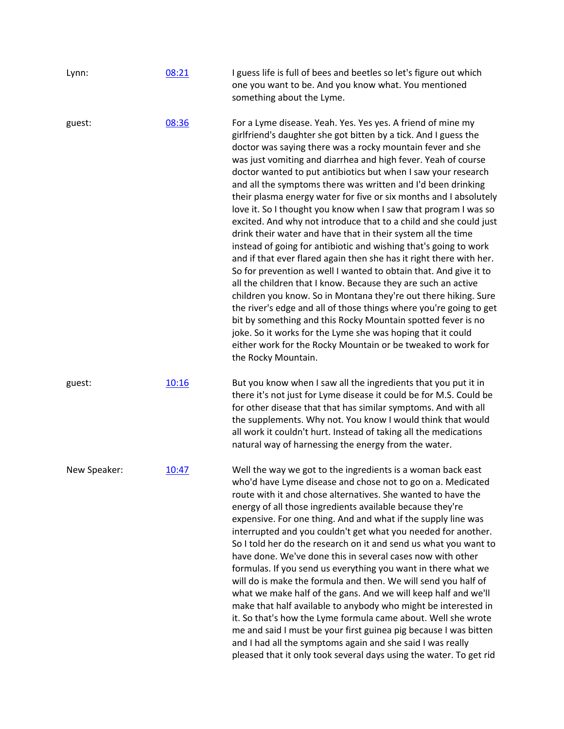| | | |
|---|---|---|
| Lynn: | [08:21]() | I guess life is full of bees and beetles so let's figure out which one you want to be. And you know what. You mentioned something about the Lyme. |
| guest: | [08:36]() | For a Lyme disease. Yeah. Yes. Yes yes. A friend of mine my girlfriend's daughter she got bitten by a tick. And I guess the doctor was saying there was a rocky mountain fever and she was just vomiting and diarrhea and high fever. Yeah of course doctor wanted to put antibiotics but when I saw your research and all the symptoms there was written and I'd been drinking their plasma energy water for five or six months and I absolutely love it. So I thought you know when I saw that program I was so excited. And why not introduce that to a child and she could just drink their water and have that in their system all the time instead of going for antibiotic and wishing that's going to work and if that ever flared again then she has it right there with her. So for prevention as well I wanted to obtain that. And give it to all the children that I know. Because they are such an active children you know. So in Montana they're out there hiking. Sure the river's edge and all of those things where you're going to get bit by something and this Rocky Mountain spotted fever is no joke. So it works for the Lyme she was hoping that it could either work for the Rocky Mountain or be tweaked to work for the Rocky Mountain. |
| guest: | [10:16]() | But you know when I saw all the ingredients that you put it in there it's not just for Lyme disease it could be for M.S. Could be for other disease that that has similar symptoms. And with all the supplements. Why not. You know I would think that would all work it couldn't hurt. Instead of taking all the medications natural way of harnessing the energy from the water. |
| New Speaker: | [10:47]() | Well the way we got to the ingredients is a woman back east who'd have Lyme disease and chose not to go on a. Medicated route with it and chose alternatives. She wanted to have the energy of all those ingredients available because they're expensive. For one thing. And and what if the supply line was interrupted and you couldn't get what you needed for another. So I told her do the research on it and send us what you want to have done. We've done this in several cases now with other formulas. If you send us everything you want in there what we will do is make the formula and then. We will send you half of what we make half of the gans. And we will keep half and we'll make that half available to anybody who might be interested in it. So that's how the Lyme formula came about. Well she wrote me and said I must be your first guinea pig because I was bitten and I had all the symptoms again and she said I was really pleased that it only took several days using the water. To get rid |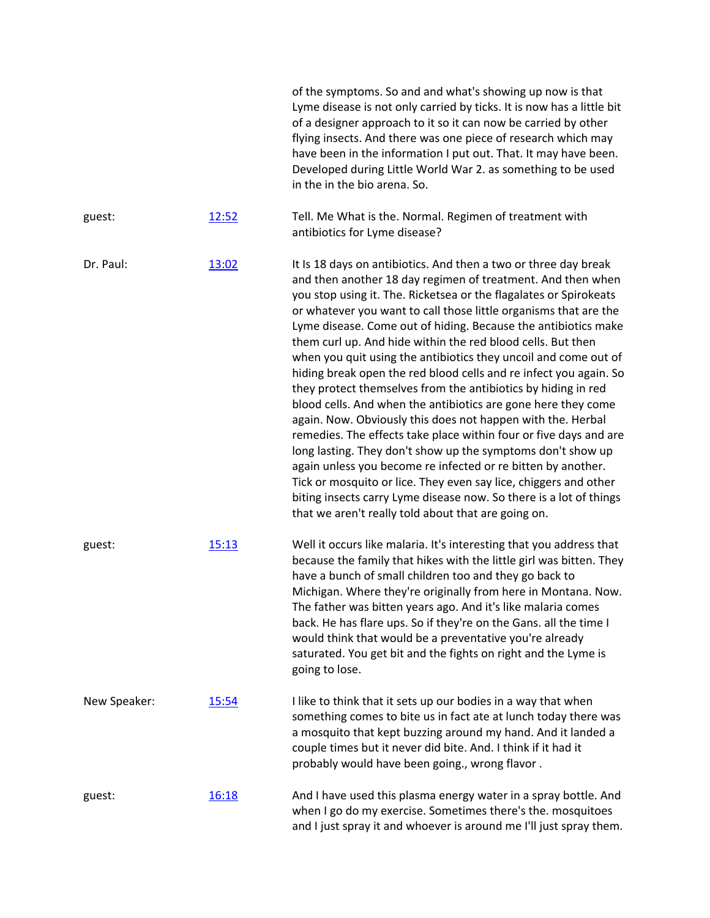of the symptoms. So and and what's showing up now is that Lyme disease is not only carried by ticks. It is now has a little bit of a designer approach to it so it can now be carried by other flying insects. And there was one piece of research which may have been in the information I put out. That. It may have been. Developed during Little World War 2. as something to be used in the in the bio arena. So.

| | | |
|---|---|---|
| guest: | [12:52]() | Tell. Me What is the. Normal. Regimen of treatment with antibiotics for Lyme disease? |
| Dr. Paul: | [13:02]() | It Is 18 days on antibiotics. And then a two or three day break and then another 18 day regimen of treatment. And then when you stop using it. The. Ricketsea or the flagalates or Spirokeats or whatever you want to call those little organisms that are the Lyme disease. Come out of hiding. Because the antibiotics make them curl up. And hide within the red blood cells. But then when you quit using the antibiotics they uncoil and come out of hiding break open the red blood cells and re infect you again. So they protect themselves from the antibiotics by hiding in red blood cells. And when the antibiotics are gone here they come again. Now. Obviously this does not happen with the. Herbal remedies. The effects take place within four or five days and are long lasting. They don't show up the symptoms don't show up again unless you become re infected or re bitten by another. Tick or mosquito or lice. They even say lice, chiggers and other biting insects carry Lyme disease now. So there is a lot of things that we aren't really told about that are going on. |
| guest: | [15:13]() | Well it occurs like malaria. It's interesting that you address that because the family that hikes with the little girl was bitten. They have a bunch of small children too and they go back to Michigan. Where they're originally from here in Montana. Now. The father was bitten years ago. And it's like malaria comes back. He has flare ups. So if they're on the Gans. all the time I would think that would be a preventative you're already saturated. You get bit and the fights on right and the Lyme is going to lose. |
| New Speaker: | [15:54]() | I like to think that it sets up our bodies in a way that when something comes to bite us in fact ate at lunch today there was a mosquito that kept buzzing around my hand. And it landed a couple times but it never did bite. And. I think if it had it probably would have been going., wrong flavor . |
| guest: | [16:18]() | And I have used this plasma energy water in a spray bottle. And when I go do my exercise. Sometimes there's the. mosquitoes and I just spray it and whoever is around me I'll just spray them. |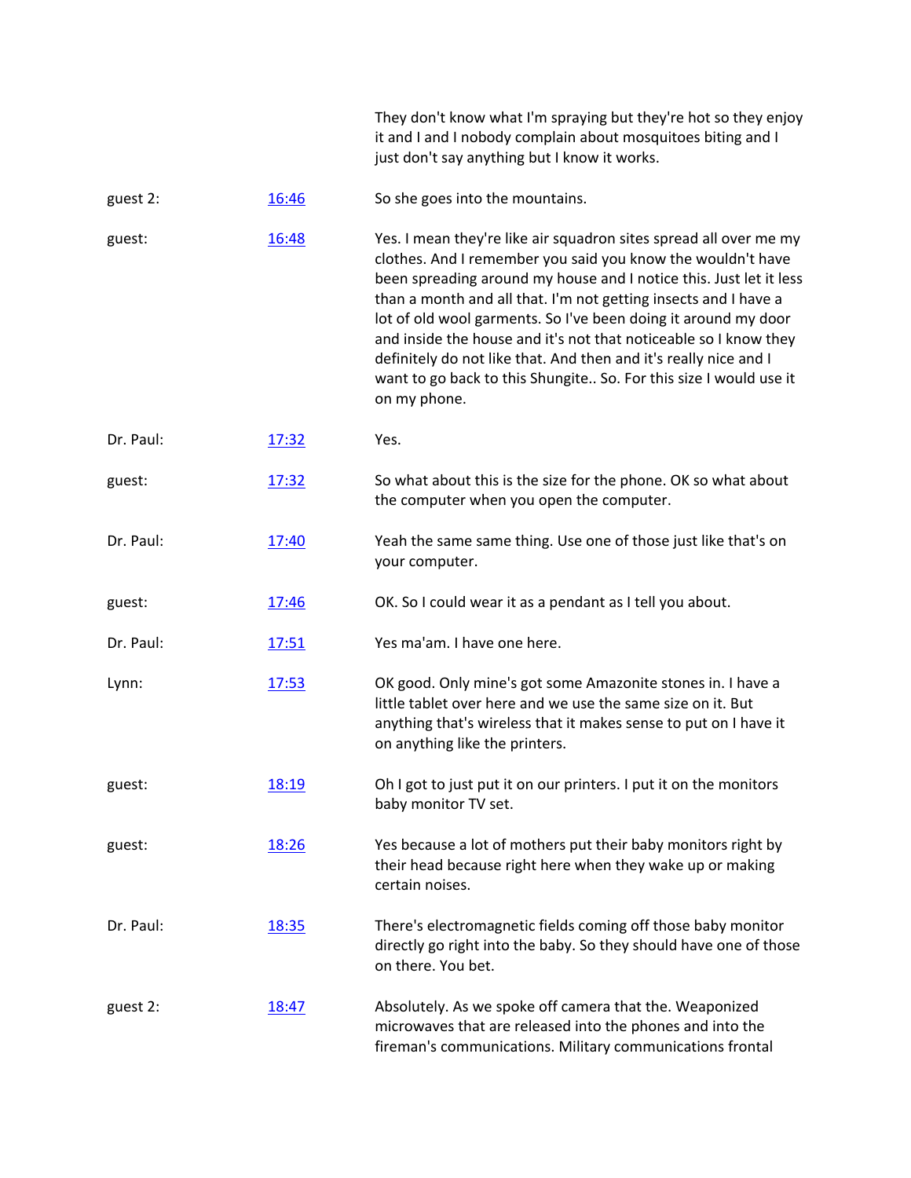| | | |
|---|---|---|
| | | They don't know what I'm spraying but they're hot so they enjoy it and I and I nobody complain about mosquitoes biting and I just don't say anything but I know it works. |
| guest 2: | [16:46]() | So she goes into the mountains. |
| guest: | [16:48]() | Yes. I mean they're like air squadron sites spread all over me my clothes. And I remember you said you know the wouldn't have been spreading around my house and I notice this. Just let it less than a month and all that. I'm not getting insects and I have a lot of old wool garments. So I've been doing it around my door and inside the house and it's not that noticeable so I know they definitely do not like that. And then and it's really nice and I want to go back to this Shungite.. So. For this size I would use it on my phone. |
| Dr. Paul: | [17:32]() | Yes. |
| guest: | [17:32]() | So what about this is the size for the phone. OK so what about the computer when you open the computer. |
| Dr. Paul: | [17:40]() | Yeah the same same thing. Use one of those just like that's on your computer. |
| guest: | [17:46]() | OK. So I could wear it as a pendant as I tell you about. |
| Dr. Paul: | [17:51]() | Yes ma'am. I have one here. |
| Lynn: | [17:53]() | OK good. Only mine's got some Amazonite stones in. I have a little tablet over here and we use the same size on it. But anything that's wireless that it makes sense to put on I have it on anything like the printers. |
| guest: | [18:19]() | Oh I got to just put it on our printers. I put it on the monitors baby monitor TV set. |
| guest: | [18:26]() | Yes because a lot of mothers put their baby monitors right by their head because right here when they wake up or making certain noises. |
| Dr. Paul: | [18:35]() | There's electromagnetic fields coming off those baby monitor directly go right into the baby. So they should have one of those on there. You bet. |
| guest 2: | [18:47]() | Absolutely. As we spoke off camera that the. Weaponized microwaves that are released into the phones and into the fireman's communications. Military communications frontal |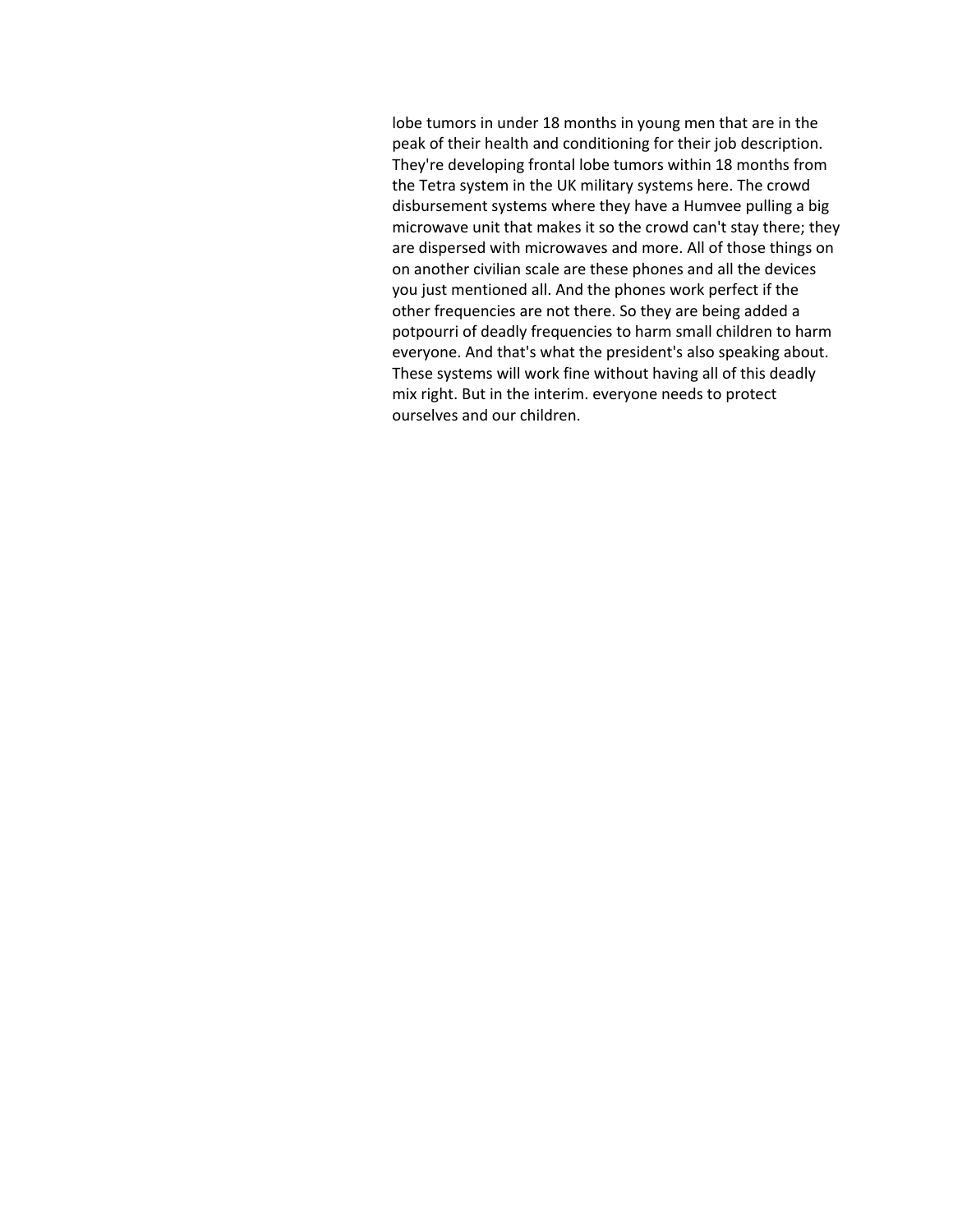lobe tumors in under 18 months in young men that are in the peak of their health and conditioning for their job description. They're developing frontal lobe tumors within 18 months from the Tetra system in the UK military systems here. The crowd disbursement systems where they have a Humvee pulling a big microwave unit that makes it so the crowd can't stay there; they are dispersed with microwaves and more. All of those things on on another civilian scale are these phones and all the devices you just mentioned all. And the phones work perfect if the other frequencies are not there. So they are being added a potpourri of deadly frequencies to harm small children to harm everyone. And that's what the president's also speaking about. These systems will work fine without having all of this deadly mix right. But in the interim. everyone needs to protect ourselves and our children.